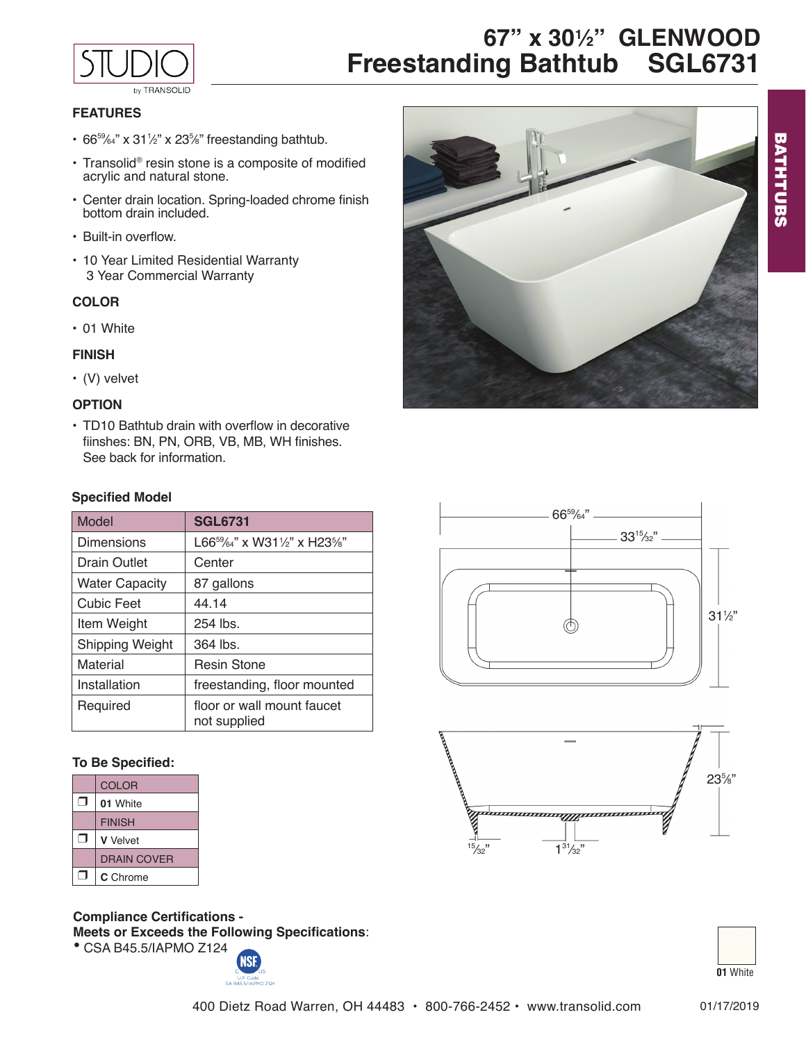STUDIO by TRANSOLID

# 67" x 30½" GLENWOOD Freestanding Bathtub SGL6731

BATHTUBS

### FEATURES

- 66⁵⁹⁄₆₄" x 31½" x 23⅝" freestanding bathtub.
- Transolid® resin stone is a composite of modified acrylic and natural stone.
- Center drain location. Spring-loaded chrome finish bottom drain included.
- Built-in overflow.
- 10 Year Limited Residential Warranty
  3 Year Commercial Warranty

### COLOR

- 01 White

### FINISH

- (V) velvet

### OPTION

- TD10 Bathtub drain with overflow in decorative fiinshes: BN, PN, ORB, VB, MB, WH finishes. See back for information.

### Specified Model

| Model | **SGL6731** |
|---|---|
| Dimensions | L66⁵⁹⁄₆₄" x W31½" x H23⅝" |
| Drain Outlet | Center |
| Water Capacity | 87 gallons |
| Cubic Feet | 44.14 |
| Item Weight | 254 lbs. |
| Shipping Weight | 364 lbs. |
| Material | Resin Stone |
| Installation | freestanding, floor mounted |
| Required | floor or wall mount faucet not supplied |

66⁵⁹⁄₆₄"

33¹⁵⁄₃₂"

31½"

23⅝"

¹⁵⁄₃₂"

1³¹⁄₃₂"

### To Be Specified:

| | COLOR |
|---|---|
| ❐ | **01** White |
| | FINISH |
| ❐ | **V** Velvet |
| | DRAIN COVER |
| ❐ | **C** Chrome |

**Compliance Certifications -**
**Meets or Exceeds the Following Specifications**:

- CSA B45.5/IAPMO Z124

NSF C US U.P. Code SA B45.5/IAPMO Z124

**01** White

400 Dietz Road Warren, OH 44483 • 800-766-2452 • www.transolid.com

01/17/2019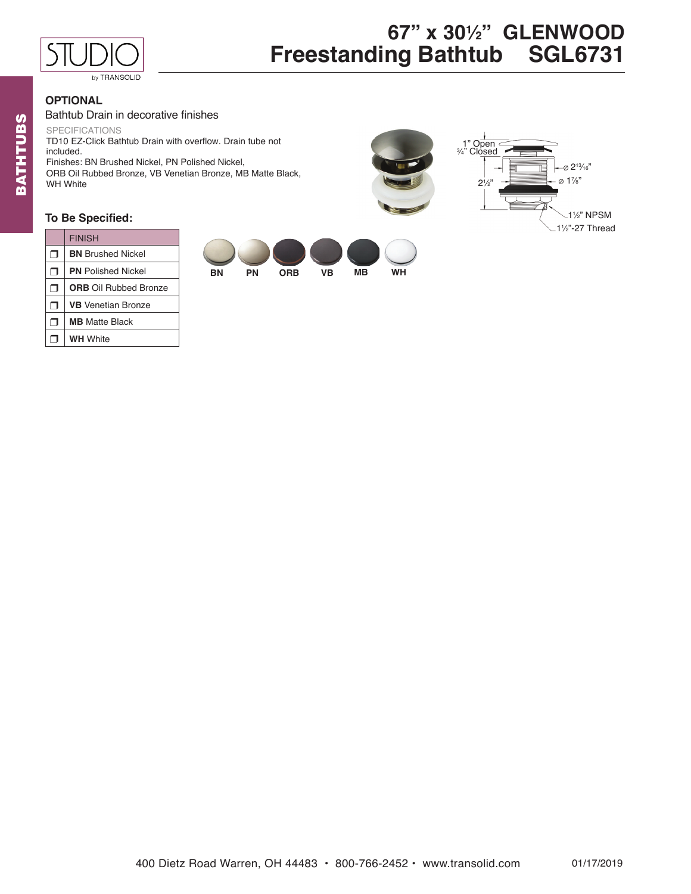# 67" x 30½" GLENWOOD Freestanding Bathtub SGL6731

## OPTIONAL

Bathtub Drain in decorative finishes

SPECIFICATIONS

TD10 EZ-Click Bathtub Drain with overflow. Drain tube not included.
Finishes: BN Brushed Nickel, PN Polished Nickel, ORB Oil Rubbed Bronze, VB Venetian Bronze, MB Matte Black, WH White

1" Open
¾" Closed
2½"
⌀ 2¹³⁄₁₆"
⌀ 1⅞"
1½" NPSM
1½"-27 Thread

### To Be Specified:

| | FINISH |
|---|---|
| ❒ | **BN** Brushed Nickel |
| ❒ | **PN** Polished Nickel |
| ❒ | **ORB** Oil Rubbed Bronze |
| ❒ | **VB** Venetian Bronze |
| ❒ | **MB** Matte Black |
| ❒ | **WH** White |

BN PN ORB VB MB WH

400 Dietz Road Warren, OH 44483 • 800-766-2452 • www.transolid.com

01/17/2019